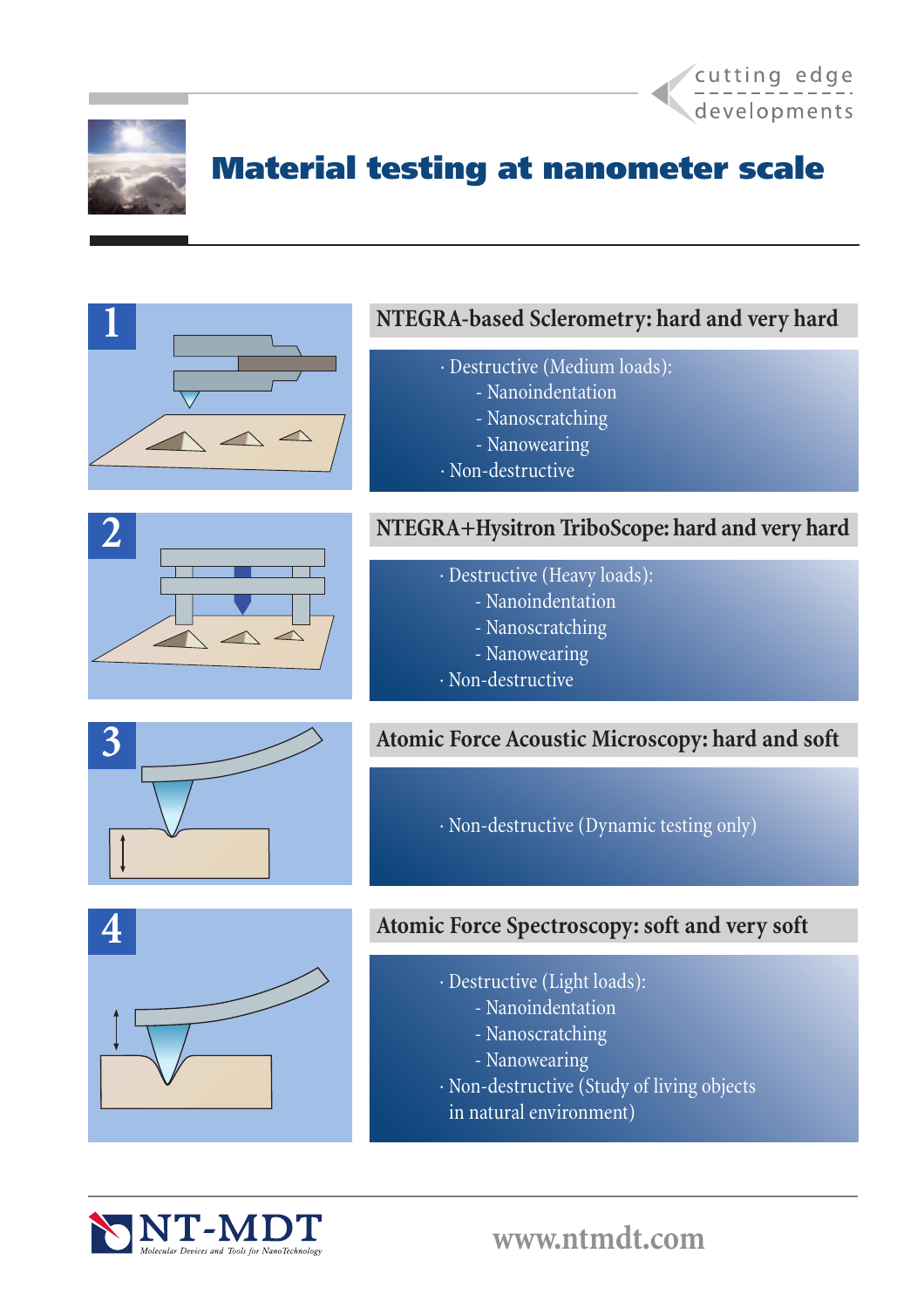cutting edge developments

# Material testing at nanometer scale

## 1 NTEGRA-based Sclerometry: hard and very hard

- Destructive (Medium loads):
  - Nanoindentation
  - Nanoscratching
  - Nanowearing
- Non-destructive

## 2 NTEGRA+Hysitron TriboScope: hard and very hard

- Destructive (Heavy loads):
  - Nanoindentation
  - Nanoscratching
  - Nanowearing
- Non-destructive

## 3 Atomic Force Acoustic Microscopy: hard and soft

- Non-destructive (Dynamic testing only)

## 4 Atomic Force Spectroscopy: soft and very soft

- Destructive (Light loads):
  - Nanoindentation
  - Nanoscratching
  - Nanowearing
- Non-destructive (Study of living objects in natural environment)

NT-MDT
Molecular Devices and Tools for NanoTechnology

www.ntmdt.com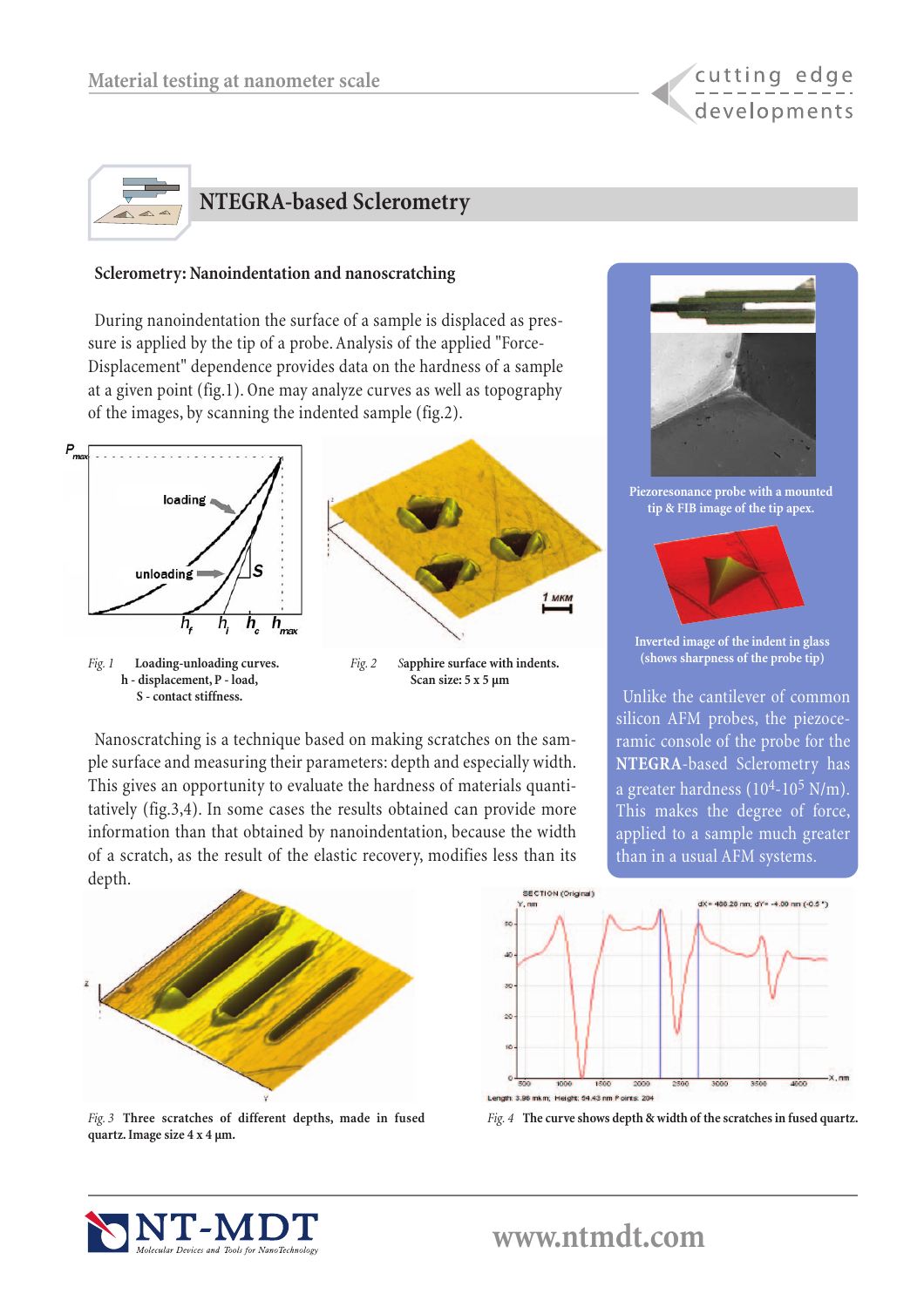## NTEGRA-based Sclerometry

### Sclerometry: Nanoindentation and nanoscratching

During nanoindentation the surface of a sample is displaced as pressure is applied by the tip of a probe. Analysis of the applied "Force-Displacement" dependence provides data on the hardness of a sample at a given point (fig.1). One may analyze curves as well as topography of the images, by scanning the indented sample (fig.2).

*Fig. 1* **Loading-unloading curves. h - displacement, P - load, S - contact stiffness.**

*Fig. 2* **Sapphire surface with indents. Scan size: 5 x 5 µm**

Nanoscratching is a technique based on making scratches on the sample surface and measuring their parameters: depth and especially width. This gives an opportunity to evaluate the hardness of materials quantitatively (fig.3,4). In some cases the results obtained can provide more information than that obtained by nanoindentation, because the width of a scratch, as the result of the elastic recovery, modifies less than its depth.

**Piezoresonance probe with a mounted tip & FIB image of the tip apex.**

**Inverted image of the indent in glass (shows sharpness of the probe tip)**

Unlike the cantilever of common silicon AFM probes, the piezoceramic console of the probe for the **NTEGRA**-based Sclerometry has a greater hardness ($10^4$-$10^5$ N/m). This makes the degree of force, applied to a sample much greater than in a usual AFM systems.

*Fig. 3* **Three scratches of different depths, made in fused quartz. Image size 4 x 4 µm.**

*Fig. 4* **The curve shows depth & width of the scratches in fused quartz.**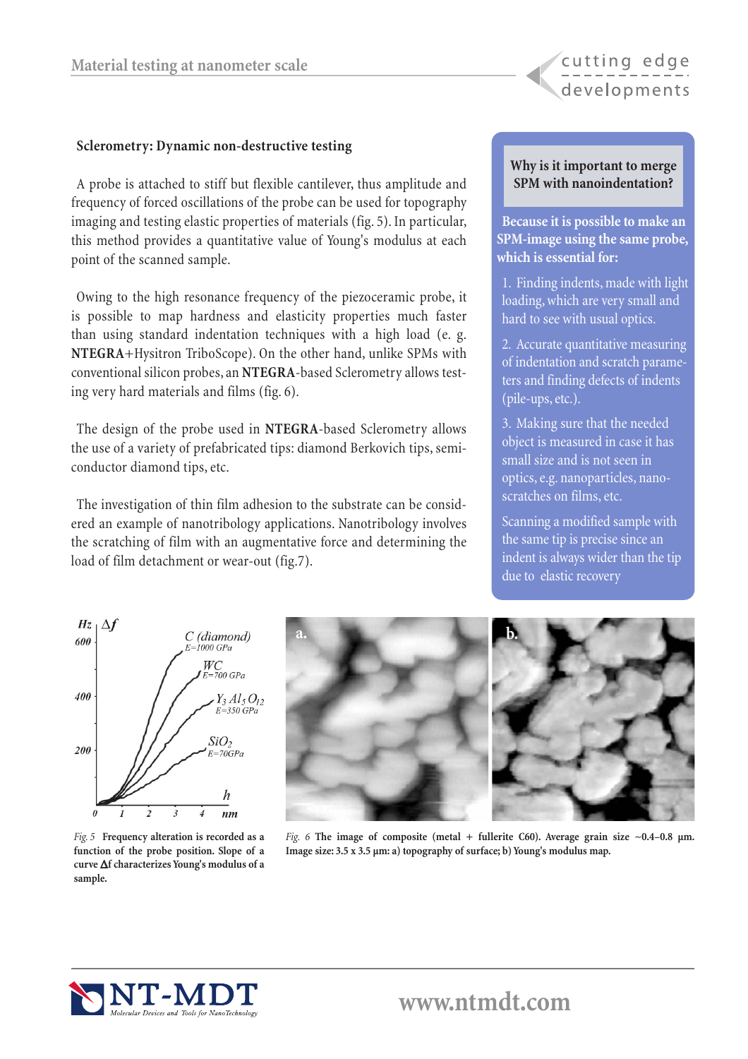## Sclerometry: Dynamic non-destructive testing

A probe is attached to stiff but flexible cantilever, thus amplitude and frequency of forced oscillations of the probe can be used for topography imaging and testing elastic properties of materials (fig. 5). In particular, this method provides a quantitative value of Young's modulus at each point of the scanned sample.

Owing to the high resonance frequency of the piezoceramic probe, it is possible to map hardness and elasticity properties much faster than using standard indentation techniques with a high load (e. g. **NTEGRA**+Hysitron TriboScope). On the other hand, unlike SPMs with conventional silicon probes, an **NTEGRA**-based Sclerometry allows testing very hard materials and films (fig. 6).

The design of the probe used in **NTEGRA**-based Sclerometry allows the use of a variety of prefabricated tips: diamond Berkovich tips, semiconductor diamond tips, etc.

The investigation of thin film adhesion to the substrate can be considered an example of nanotribology applications. Nanotribology involves the scratching of film with an augmentative force and determining the load of film detachment or wear-out (fig.7).

**Why is it important to merge SPM with nanoindentation?**

**Because it is possible to make an SPM-image using the same probe, which is essential for:**

1. Finding indents, made with light loading, which are very small and hard to see with usual optics.
2. Accurate quantitative measuring of indentation and scratch parameters and finding defects of indents (pile-ups, etc.).
3. Making sure that the needed object is measured in case it has small size and is not seen in optics, e.g. nanoparticles, nanoscratches on films, etc.

Scanning a modified sample with the same tip is precise since an indent is always wider than the tip due to elastic recovery

*Fig. 5* **Frequency alteration is recorded as a function of the probe position. Slope of a curve $\Delta f$ characterizes Young's modulus of a sample.**

*Fig. 6* **The image of composite (metal + fullerite C60). Average grain size ~0.4–0.8 μm. Image size: 3.5 x 3.5 μm: a) topography of surface; b) Young's modulus map.**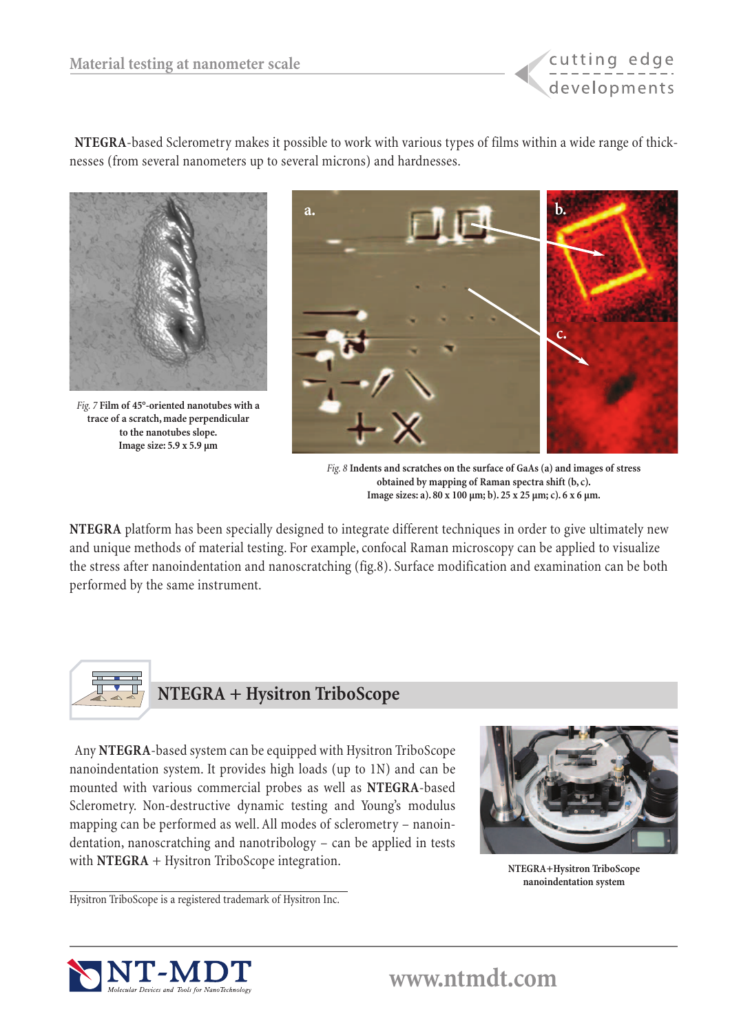**NTEGRA**-based Sclerometry makes it possible to work with various types of films within a wide range of thicknesses (from several nanometers up to several microns) and hardnesses.

*Fig. 7* **Film of 45°-oriented nanotubes with a trace of a scratch, made perpendicular to the nanotubes slope. Image size: 5.9 x 5.9 µm**

*Fig. 8* **Indents and scratches on the surface of GaAs (a) and images of stress obtained by mapping of Raman spectra shift (b, c). Image sizes: a). 80 x 100 µm; b). 25 x 25 µm; c). 6 x 6 µm.**

**NTEGRA** platform has been specially designed to integrate different techniques in order to give ultimately new and unique methods of material testing. For example, confocal Raman microscopy can be applied to visualize the stress after nanoindentation and nanoscratching (fig.8). Surface modification and examination can be both performed by the same instrument.

## NTEGRA + Hysitron TriboScope

Any **NTEGRA**-based system can be equipped with Hysitron TriboScope nanoindentation system. It provides high loads (up to 1N) and can be mounted with various commercial probes as well as **NTEGRA**-based Sclerometry. Non-destructive dynamic testing and Young's modulus mapping can be performed as well. All modes of sclerometry – nanoindentation, nanoscratching and nanotribology – can be applied in tests with **NTEGRA** + Hysitron TriboScope integration.

**NTEGRA+Hysitron TriboScope nanoindentation system**

Hysitron TriboScope is a registered trademark of Hysitron Inc.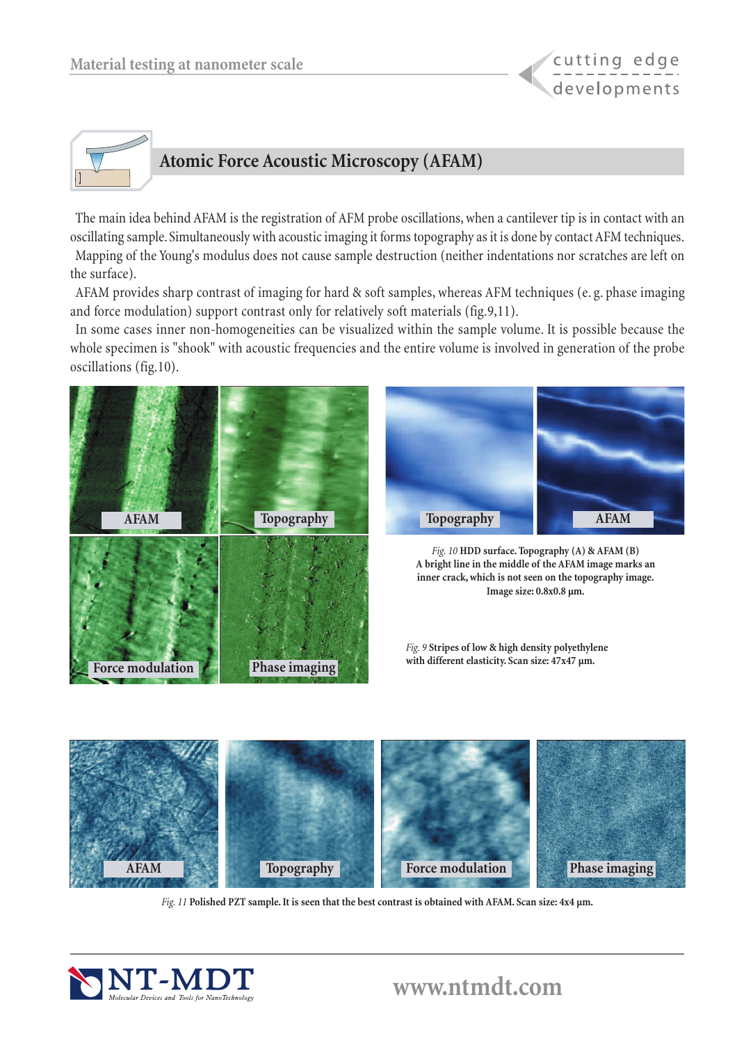## Atomic Force Acoustic Microscopy (AFAM)

The main idea behind AFAM is the registration of AFM probe oscillations, when a cantilever tip is in contact with an oscillating sample. Simultaneously with acoustic imaging it forms topography as it is done by contact AFM techniques.

Mapping of the Young's modulus does not cause sample destruction (neither indentations nor scratches are left on the surface).

AFAM provides sharp contrast of imaging for hard & soft samples, whereas AFM techniques (e. g. phase imaging and force modulation) support contrast only for relatively soft materials (fig.9,11).

In some cases inner non-homogeneities can be visualized within the sample volume. It is possible because the whole specimen is "shook" with acoustic frequencies and the entire volume is involved in generation of the probe oscillations (fig.10).

AFAM | Topography | Force modulation | Phase imaging

Topography | AFAM

*Fig. 10* **HDD surface. Topography (A) & AFAM (B) A bright line in the middle of the AFAM image marks an inner crack, which is not seen on the topography image. Image size: 0.8x0.8 µm.**

*Fig. 9* **Stripes of low & high density polyethylene with different elasticity. Scan size: 47x47 µm.**

AFAM | Topography | Force modulation | Phase imaging

*Fig. 11* **Polished PZT sample. It is seen that the best contrast is obtained with AFAM. Scan size: 4x4 µm.**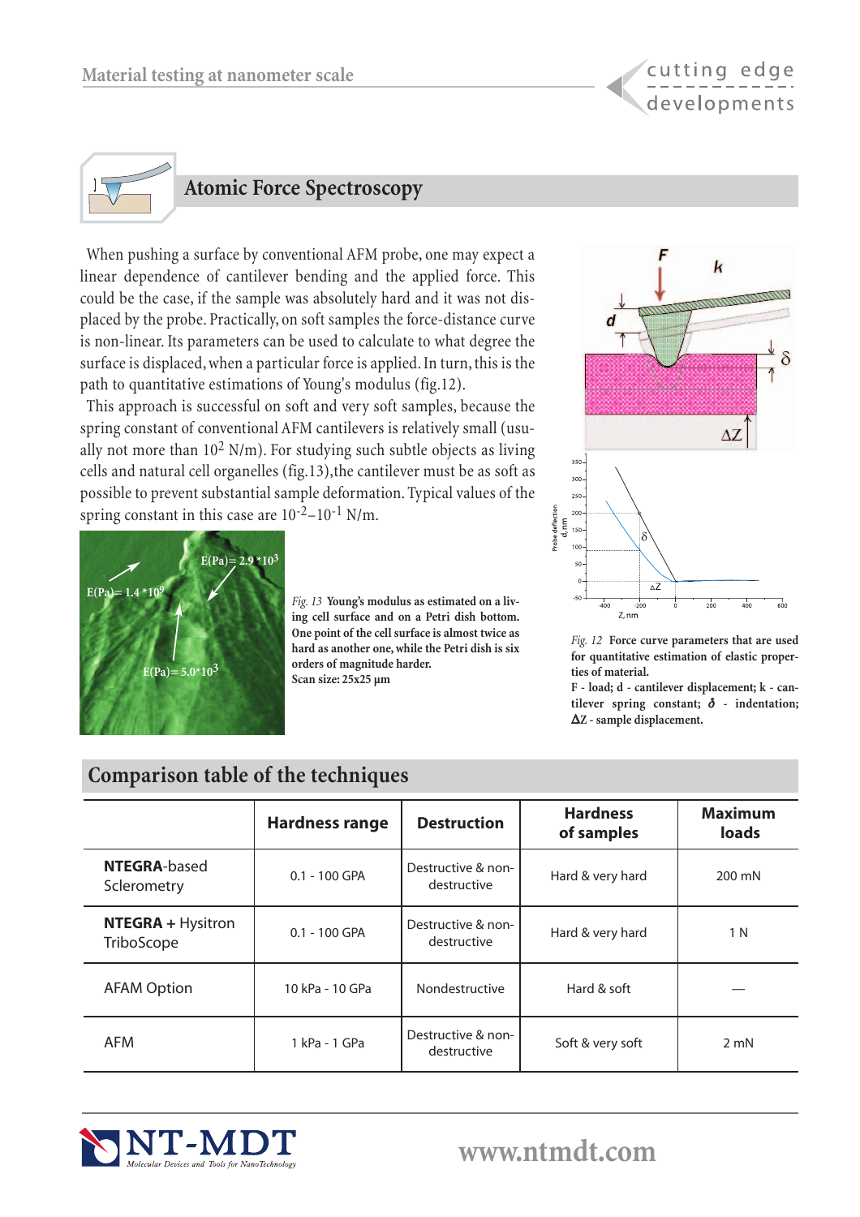## Atomic Force Spectroscopy

When pushing a surface by conventional AFM probe, one may expect a linear dependence of cantilever bending and the applied force. This could be the case, if the sample was absolutely hard and it was not displaced by the probe. Practically, on soft samples the force-distance curve is non-linear. Its parameters can be used to calculate to what degree the surface is displaced, when a particular force is applied. In turn, this is the path to quantitative estimations of Young's modulus (fig.12).

This approach is successful on soft and very soft samples, because the spring constant of conventional AFM cantilevers is relatively small (usually not more than $10^2$ N/m). For studying such subtle objects as living cells and natural cell organelles (fig.13),the cantilever must be as soft as possible to prevent substantial sample deformation. Typical values of the spring constant in this case are $10^{-2}$–$10^{-1}$ N/m.

E(Pa)= 1.4 *10^9
E(Pa)= 2.9 *10^3
E(Pa)= 5.0*10^3

*Fig. 13* **Young's modulus as estimated on a living cell surface and on a Petri dish bottom. One point of the cell surface is almost twice as hard as another one, while the Petri dish is six orders of magnitude harder. Scan size: 25x25 µm**

F
k
d
δ
ΔZ

Probe deflection d, nm
350
300
250
200
150
100
50
0
-50
-400 -200 0 200 400 600
Z, nm
δ
ΔZ

*Fig. 12* **Force curve parameters that are used for quantitative estimation of elastic properties of material.**
**F - load; d - cantilever displacement; k - cantilever spring constant; δ - indentation; ΔZ - sample displacement.**

## Comparison table of the techniques

| | Hardness range | Destruction | Hardness of samples | Maximum loads |
|---|---|---|---|---|
| **NTEGRA**-based Sclerometry | 0.1 - 100 GPA | Destructive & non-destructive | Hard & very hard | 200 mN |
| **NTEGRA** + Hysitron TriboScope | 0.1 - 100 GPA | Destructive & non-destructive | Hard & very hard | 1 N |
| AFAM Option | 10 kPa - 10 GPa | Nondestructive | Hard & soft | — |
| AFM | 1 kPa - 1 GPa | Destructive & non-destructive | Soft & very soft | 2 mN |